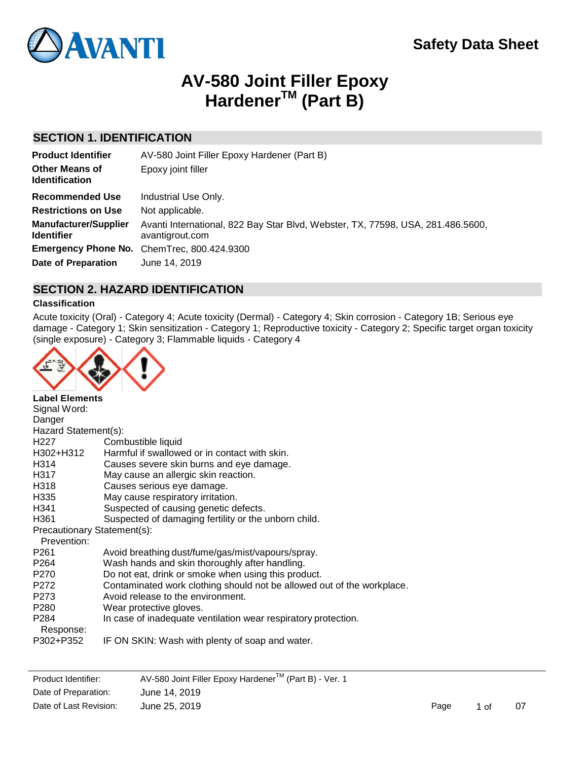# Safety Data Sheet

# AV-580 Joint Filler Epoxy Hardener™ (Part B)

## SECTION 1. IDENTIFICATION

| | |
|---|---|
| **Product Identifier** | AV-580 Joint Filler Epoxy Hardener (Part B) |
| **Other Means of Identification** | Epoxy joint filler |
| **Recommended Use** | Industrial Use Only. |
| **Restrictions on Use** | Not applicable. |
| **Manufacturer/Supplier Identifier** | Avanti International, 822 Bay Star Blvd, Webster, TX, 77598, USA, 281.486.5600, avantigrout.com |
| **Emergency Phone No.** | ChemTrec, 800.424.9300 |
| **Date of Preparation** | June 14, 2019 |

## SECTION 2. HAZARD IDENTIFICATION

**Classification**

Acute toxicity (Oral) - Category 4; Acute toxicity (Dermal) - Category 4; Skin corrosion - Category 1B; Serious eye damage - Category 1; Skin sensitization - Category 1; Reproductive toxicity - Category 2; Specific target organ toxicity (single exposure) - Category 3; Flammable liquids - Category 4

**Label Elements**

Signal Word:

Danger

Hazard Statement(s):

| | |
|---|---|
| H227 | Combustible liquid |
| H302+H312 | Harmful if swallowed or in contact with skin. |
| H314 | Causes severe skin burns and eye damage. |
| H317 | May cause an allergic skin reaction. |
| H318 | Causes serious eye damage. |
| H335 | May cause respiratory irritation. |
| H341 | Suspected of causing genetic defects. |
| H361 | Suspected of damaging fertility or the unborn child. |

Precautionary Statement(s):

Prevention:

| | |
|---|---|
| P261 | Avoid breathing dust/fume/gas/mist/vapours/spray. |
| P264 | Wash hands and skin thoroughly after handling. |
| P270 | Do not eat, drink or smoke when using this product. |
| P272 | Contaminated work clothing should not be allowed out of the workplace. |
| P273 | Avoid release to the environment. |
| P280 | Wear protective gloves. |
| P284 | In case of inadequate ventilation wear respiratory protection. |

Response:

| | |
|---|---|
| P302+P352 | IF ON SKIN: Wash with plenty of soap and water. |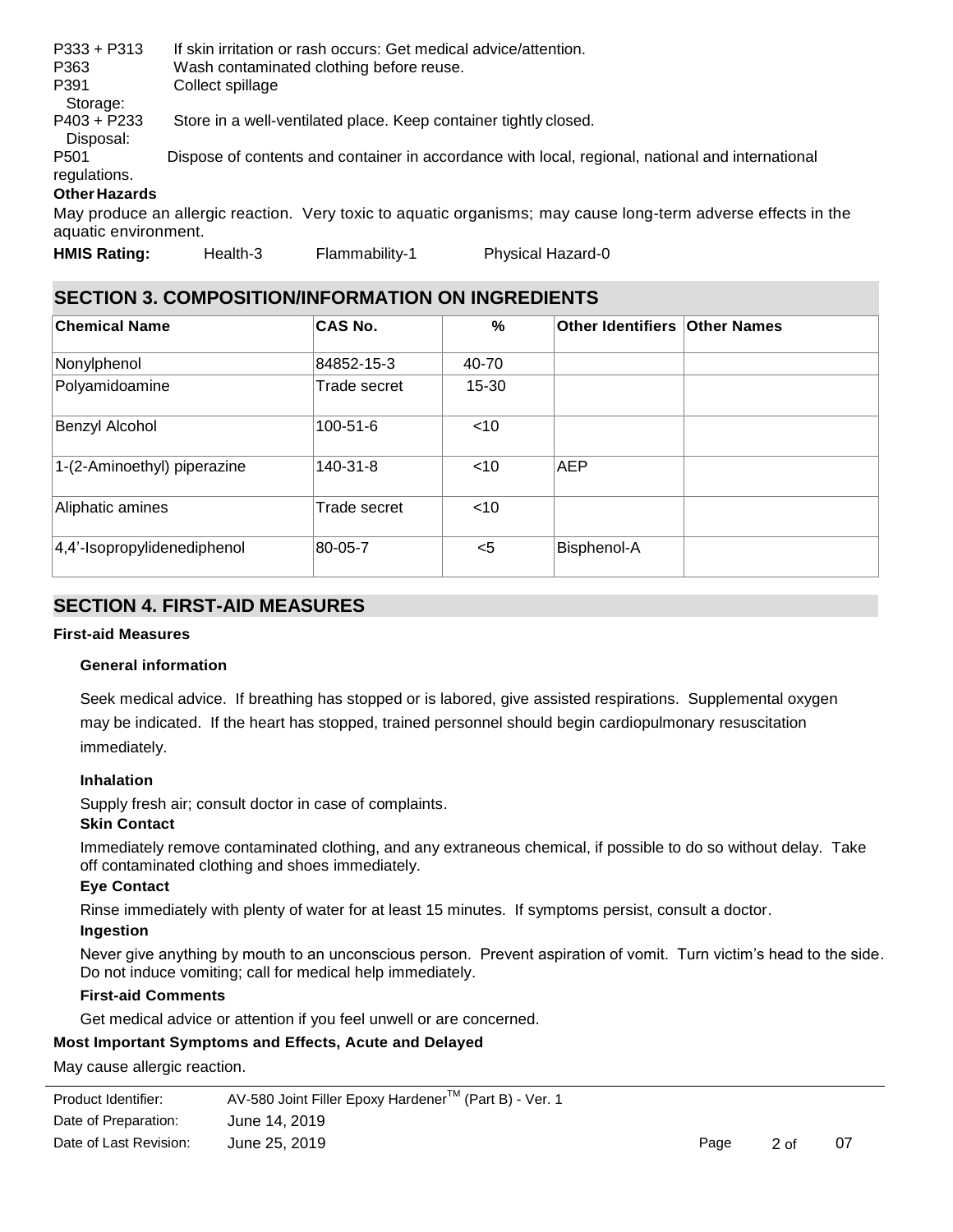P333 + P313 If skin irritation or rash occurs: Get medical advice/attention.
P363 Wash contaminated clothing before reuse.
P391 Collect spillage

Storage:

P403 + P233 Store in a well-ventilated place. Keep container tightly closed.

Disposal:

P501 Dispose of contents and container in accordance with local, regional, national and international regulations.

**Other Hazards**

May produce an allergic reaction. Very toxic to aquatic organisms; may cause long-term adverse effects in the aquatic environment.

**HMIS Rating:** Health-3 Flammability-1 Physical Hazard-0

## SECTION 3. COMPOSITION/INFORMATION ON INGREDIENTS

| Chemical Name | CAS No. | % | Other Identifiers | Other Names |
|---|---|---|---|---|
| Nonylphenol | 84852-15-3 | 40-70 | | |
| Polyamidoamine | Trade secret | 15-30 | | |
| Benzyl Alcohol | 100-51-6 | <10 | | |
| 1-(2-Aminoethyl) piperazine | 140-31-8 | <10 | AEP | |
| Aliphatic amines | Trade secret | <10 | | |
| 4,4'-Isopropylidenediphenol | 80-05-7 | <5 | Bisphenol-A | |

## SECTION 4. FIRST-AID MEASURES

**First-aid Measures**

**General information**

Seek medical advice. If breathing has stopped or is labored, give assisted respirations. Supplemental oxygen may be indicated. If the heart has stopped, trained personnel should begin cardiopulmonary resuscitation immediately.

**Inhalation**

Supply fresh air; consult doctor in case of complaints.

**Skin Contact**

Immediately remove contaminated clothing, and any extraneous chemical, if possible to do so without delay. Take off contaminated clothing and shoes immediately.

**Eye Contact**

Rinse immediately with plenty of water for at least 15 minutes. If symptoms persist, consult a doctor.

**Ingestion**

Never give anything by mouth to an unconscious person. Prevent aspiration of vomit. Turn victim's head to the side. Do not induce vomiting; call for medical help immediately.

**First-aid Comments**

Get medical advice or attention if you feel unwell or are concerned.

**Most Important Symptoms and Effects, Acute and Delayed**

May cause allergic reaction.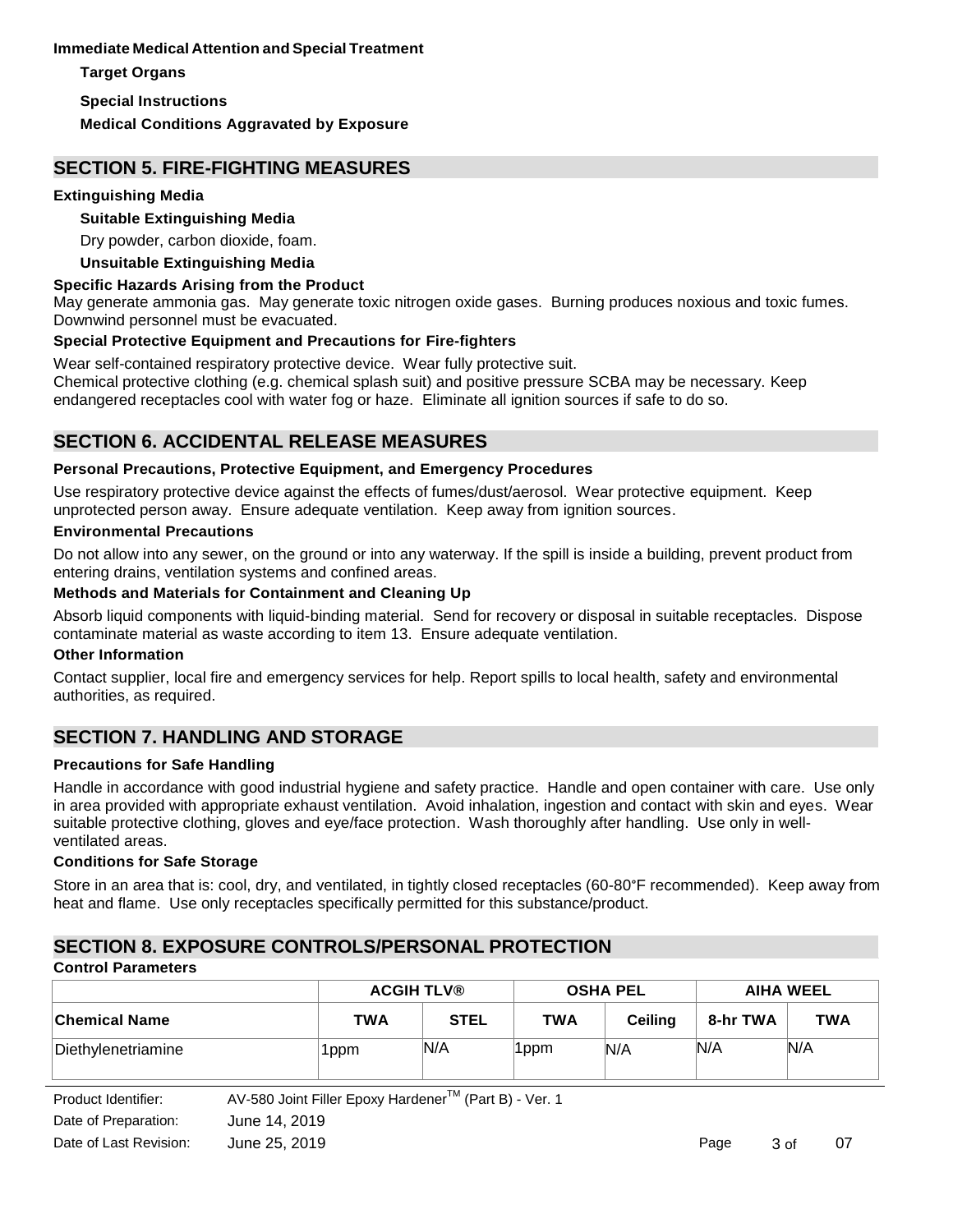**Immediate Medical Attention and Special Treatment**

**Target Organs**

**Special Instructions**

**Medical Conditions Aggravated by Exposure**

## SECTION 5. FIRE-FIGHTING MEASURES

**Extinguishing Media**

**Suitable Extinguishing Media**

Dry powder, carbon dioxide, foam.

**Unsuitable Extinguishing Media**

**Specific Hazards Arising from the Product**

May generate ammonia gas. May generate toxic nitrogen oxide gases. Burning produces noxious and toxic fumes. Downwind personnel must be evacuated.

**Special Protective Equipment and Precautions for Fire-fighters**

Wear self-contained respiratory protective device. Wear fully protective suit.
Chemical protective clothing (e.g. chemical splash suit) and positive pressure SCBA may be necessary. Keep endangered receptacles cool with water fog or haze. Eliminate all ignition sources if safe to do so.

## SECTION 6. ACCIDENTAL RELEASE MEASURES

**Personal Precautions, Protective Equipment, and Emergency Procedures**

Use respiratory protective device against the effects of fumes/dust/aerosol. Wear protective equipment. Keep unprotected person away. Ensure adequate ventilation. Keep away from ignition sources.

**Environmental Precautions**

Do not allow into any sewer, on the ground or into any waterway. If the spill is inside a building, prevent product from entering drains, ventilation systems and confined areas.

**Methods and Materials for Containment and Cleaning Up**

Absorb liquid components with liquid-binding material. Send for recovery or disposal in suitable receptacles. Dispose contaminate material as waste according to item 13. Ensure adequate ventilation.

**Other Information**

Contact supplier, local fire and emergency services for help. Report spills to local health, safety and environmental authorities, as required.

## SECTION 7. HANDLING AND STORAGE

**Precautions for Safe Handling**

Handle in accordance with good industrial hygiene and safety practice. Handle and open container with care. Use only in area provided with appropriate exhaust ventilation. Avoid inhalation, ingestion and contact with skin and eyes. Wear suitable protective clothing, gloves and eye/face protection. Wash thoroughly after handling. Use only in well-ventilated areas.

**Conditions for Safe Storage**

Store in an area that is: cool, dry, and ventilated, in tightly closed receptacles (60-80°F recommended). Keep away from heat and flame. Use only receptacles specifically permitted for this substance/product.

## SECTION 8. EXPOSURE CONTROLS/PERSONAL PROTECTION

**Control Parameters**

| | ACGIH TLV® | | OSHA PEL | | AIHA WEEL | |
|---|---|---|---|---|---|---|
| **Chemical Name** | **TWA** | **STEL** | **TWA** | **Ceiling** | **8-hr TWA** | **TWA** |
| Diethylenetriamine | 1ppm | N/A | 1ppm | N/A | N/A | N/A |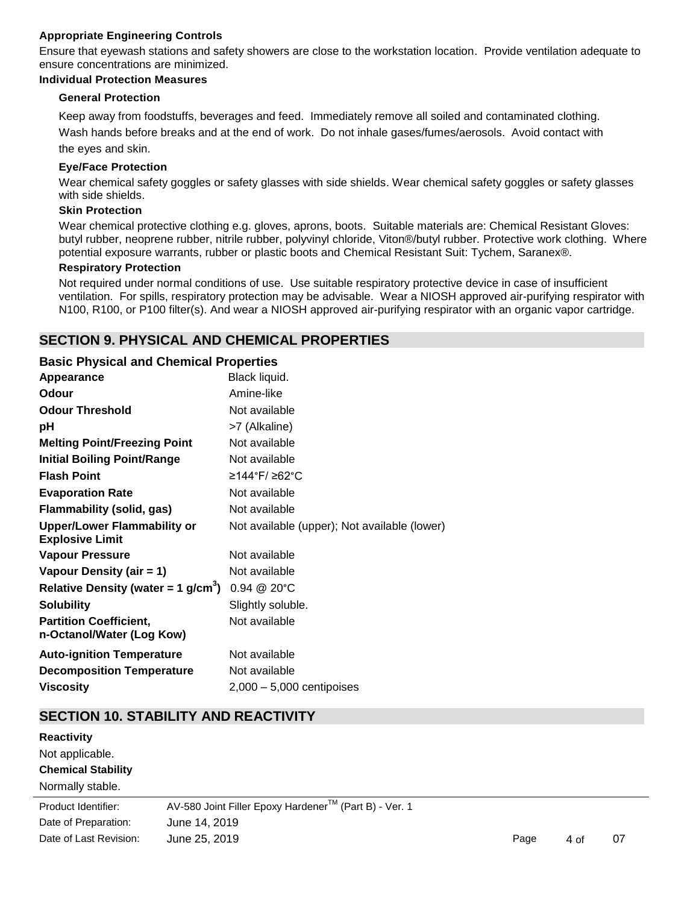**Appropriate Engineering Controls**

Ensure that eyewash stations and safety showers are close to the workstation location. Provide ventilation adequate to ensure concentrations are minimized.

**Individual Protection Measures**

**General Protection**

Keep away from foodstuffs, beverages and feed. Immediately remove all soiled and contaminated clothing. Wash hands before breaks and at the end of work. Do not inhale gases/fumes/aerosols. Avoid contact with the eyes and skin.

**Eye/Face Protection**

Wear chemical safety goggles or safety glasses with side shields. Wear chemical safety goggles or safety glasses with side shields.

**Skin Protection**

Wear chemical protective clothing e.g. gloves, aprons, boots. Suitable materials are: Chemical Resistant Gloves: butyl rubber, neoprene rubber, nitrile rubber, polyvinyl chloride, Viton®/butyl rubber. Protective work clothing. Where potential exposure warrants, rubber or plastic boots and Chemical Resistant Suit: Tychem, Saranex®.

**Respiratory Protection**

Not required under normal conditions of use. Use suitable respiratory protective device in case of insufficient ventilation. For spills, respiratory protection may be advisable. Wear a NIOSH approved air-purifying respirator with N100, R100, or P100 filter(s). And wear a NIOSH approved air-purifying respirator with an organic vapor cartridge.

## SECTION 9. PHYSICAL AND CHEMICAL PROPERTIES

### Basic Physical and Chemical Properties

| Property | Value |
|---|---|
| **Appearance** | Black liquid. |
| **Odour** | Amine-like |
| **Odour Threshold** | Not available |
| **pH** | >7 (Alkaline) |
| **Melting Point/Freezing Point** | Not available |
| **Initial Boiling Point/Range** | Not available |
| **Flash Point** | ≥144°F/ ≥62°C |
| **Evaporation Rate** | Not available |
| **Flammability (solid, gas)** | Not available |
| **Upper/Lower Flammability or Explosive Limit** | Not available (upper); Not available (lower) |
| **Vapour Pressure** | Not available |
| **Vapour Density (air = 1)** | Not available |
| **Relative Density (water = 1 g/cm$^3$)** | 0.94 @ 20°C |
| **Solubility** | Slightly soluble. |
| **Partition Coefficient, n-Octanol/Water (Log Kow)** | Not available |
| **Auto-ignition Temperature** | Not available |
| **Decomposition Temperature** | Not available |
| **Viscosity** | 2,000 – 5,000 centipoises |

## SECTION 10. STABILITY AND REACTIVITY

**Reactivity**

Not applicable.

**Chemical Stability**

Normally stable.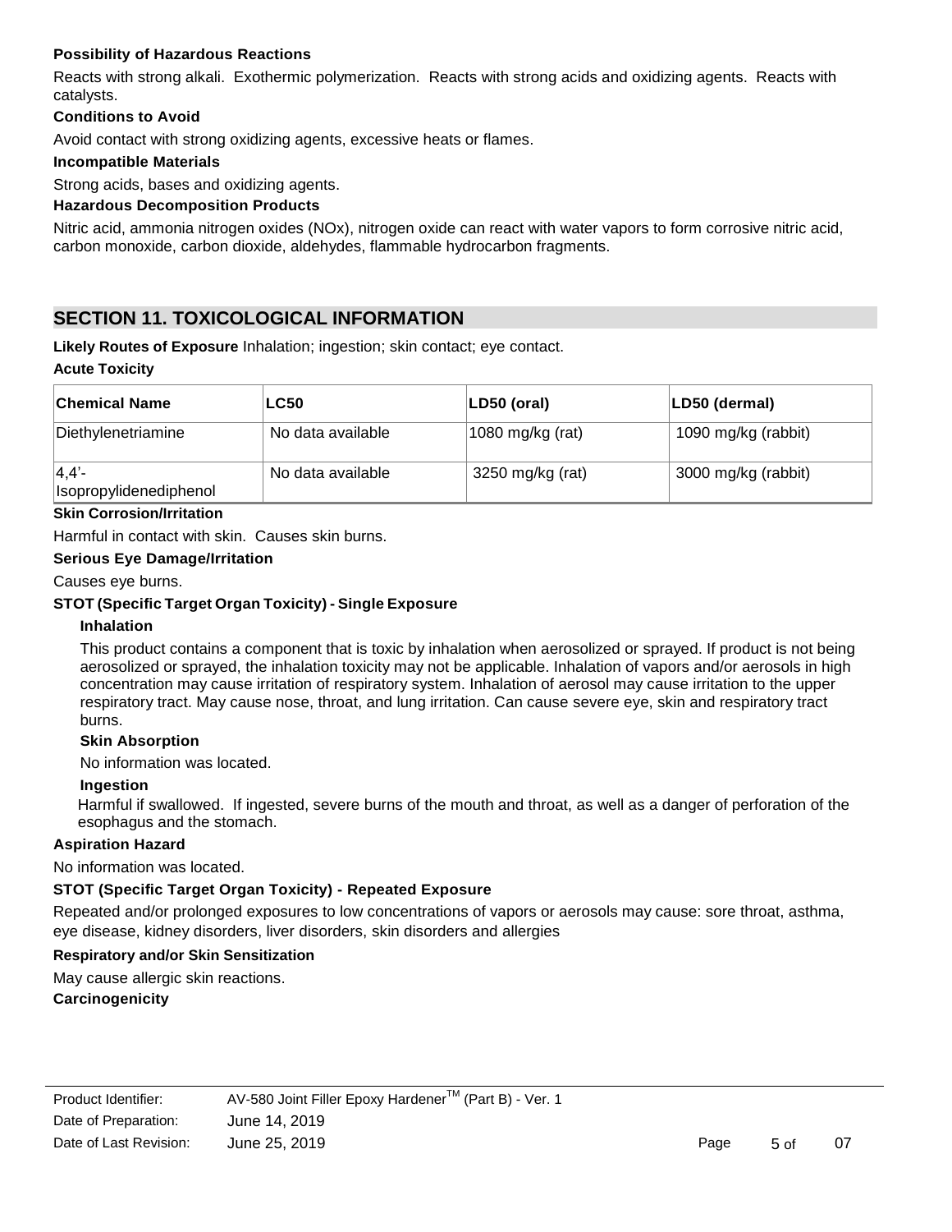**Possibility of Hazardous Reactions**

Reacts with strong alkali. Exothermic polymerization. Reacts with strong acids and oxidizing agents. Reacts with catalysts.

**Conditions to Avoid**

Avoid contact with strong oxidizing agents, excessive heats or flames.

**Incompatible Materials**

Strong acids, bases and oxidizing agents.

**Hazardous Decomposition Products**

Nitric acid, ammonia nitrogen oxides (NOx), nitrogen oxide can react with water vapors to form corrosive nitric acid, carbon monoxide, carbon dioxide, aldehydes, flammable hydrocarbon fragments.

## SECTION 11. TOXICOLOGICAL INFORMATION

**Likely Routes of Exposure** Inhalation; ingestion; skin contact; eye contact.

**Acute Toxicity**

| Chemical Name | LC50 | LD50 (oral) | LD50 (dermal) |
|---|---|---|---|
| Diethylenetriamine | No data available | 1080 mg/kg (rat) | 1090 mg/kg (rabbit) |
| 4,4'-Isopropylidenediphenol | No data available | 3250 mg/kg (rat) | 3000 mg/kg (rabbit) |

**Skin Corrosion/Irritation**

Harmful in contact with skin. Causes skin burns.

**Serious Eye Damage/Irritation**

Causes eye burns.

**STOT (Specific Target Organ Toxicity) - Single Exposure**

**Inhalation**

This product contains a component that is toxic by inhalation when aerosolized or sprayed. If product is not being aerosolized or sprayed, the inhalation toxicity may not be applicable. Inhalation of vapors and/or aerosols in high concentration may cause irritation of respiratory system. Inhalation of aerosol may cause irritation to the upper respiratory tract. May cause nose, throat, and lung irritation. Can cause severe eye, skin and respiratory tract burns.

**Skin Absorption**

No information was located.

**Ingestion**

Harmful if swallowed. If ingested, severe burns of the mouth and throat, as well as a danger of perforation of the esophagus and the stomach.

**Aspiration Hazard**

No information was located.

**STOT (Specific Target Organ Toxicity) - Repeated Exposure**

Repeated and/or prolonged exposures to low concentrations of vapors or aerosols may cause: sore throat, asthma, eye disease, kidney disorders, liver disorders, skin disorders and allergies

**Respiratory and/or Skin Sensitization**

May cause allergic skin reactions.

**Carcinogenicity**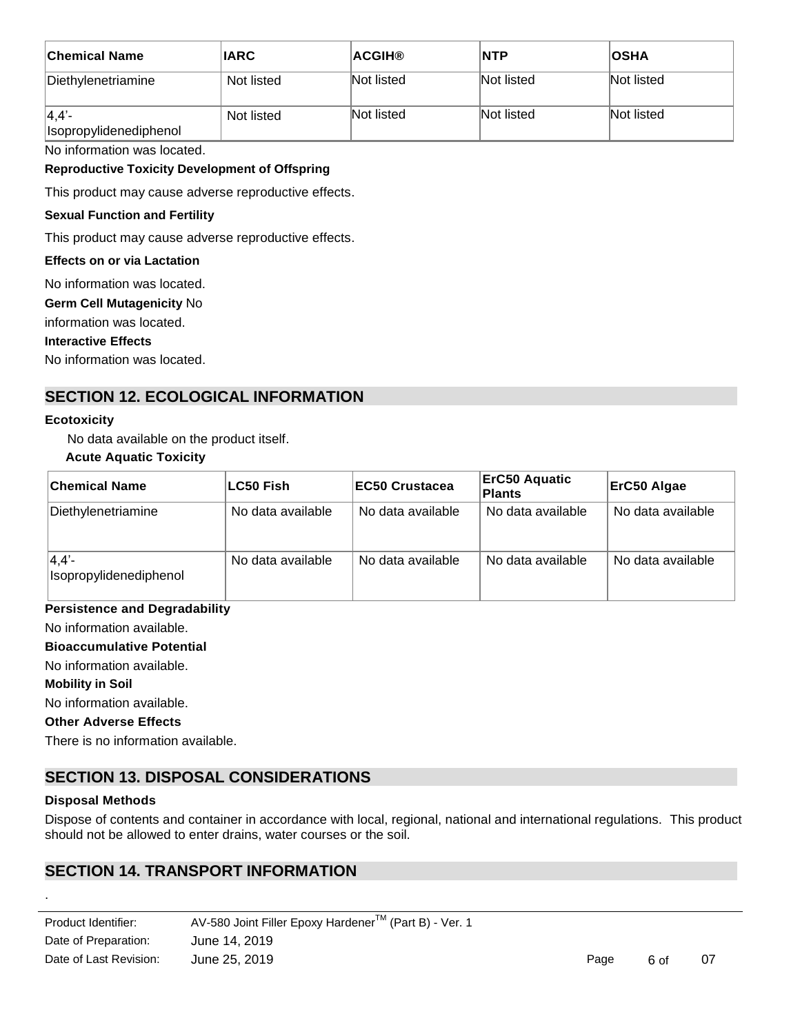| Chemical Name | IARC | ACGIH® | NTP | OSHA |
| --- | --- | --- | --- | --- |
| Diethylenetriamine | Not listed | Not listed | Not listed | Not listed |
| 4,4'-Isopropylidenediphenol | Not listed | Not listed | Not listed | Not listed |

No information was located.

**Reproductive Toxicity Development of Offspring**

This product may cause adverse reproductive effects.

**Sexual Function and Fertility**

This product may cause adverse reproductive effects.

**Effects on or via Lactation**

No information was located.

**Germ Cell Mutagenicity** No information was located.

**Interactive Effects**

No information was located.

## SECTION 12. ECOLOGICAL INFORMATION

**Ecotoxicity**

No data available on the product itself.

**Acute Aquatic Toxicity**

| Chemical Name | LC50 Fish | EC50 Crustacea | ErC50 Aquatic Plants | ErC50 Algae |
| --- | --- | --- | --- | --- |
| Diethylenetriamine | No data available | No data available | No data available | No data available |
| 4,4'-Isopropylidenediphenol | No data available | No data available | No data available | No data available |

**Persistence and Degradability**

No information available.

**Bioaccumulative Potential**

No information available.

**Mobility in Soil**

No information available.

**Other Adverse Effects**

There is no information available.

## SECTION 13. DISPOSAL CONSIDERATIONS

**Disposal Methods**

Dispose of contents and container in accordance with local, regional, national and international regulations. This product should not be allowed to enter drains, water courses or the soil.

## SECTION 14. TRANSPORT INFORMATION

.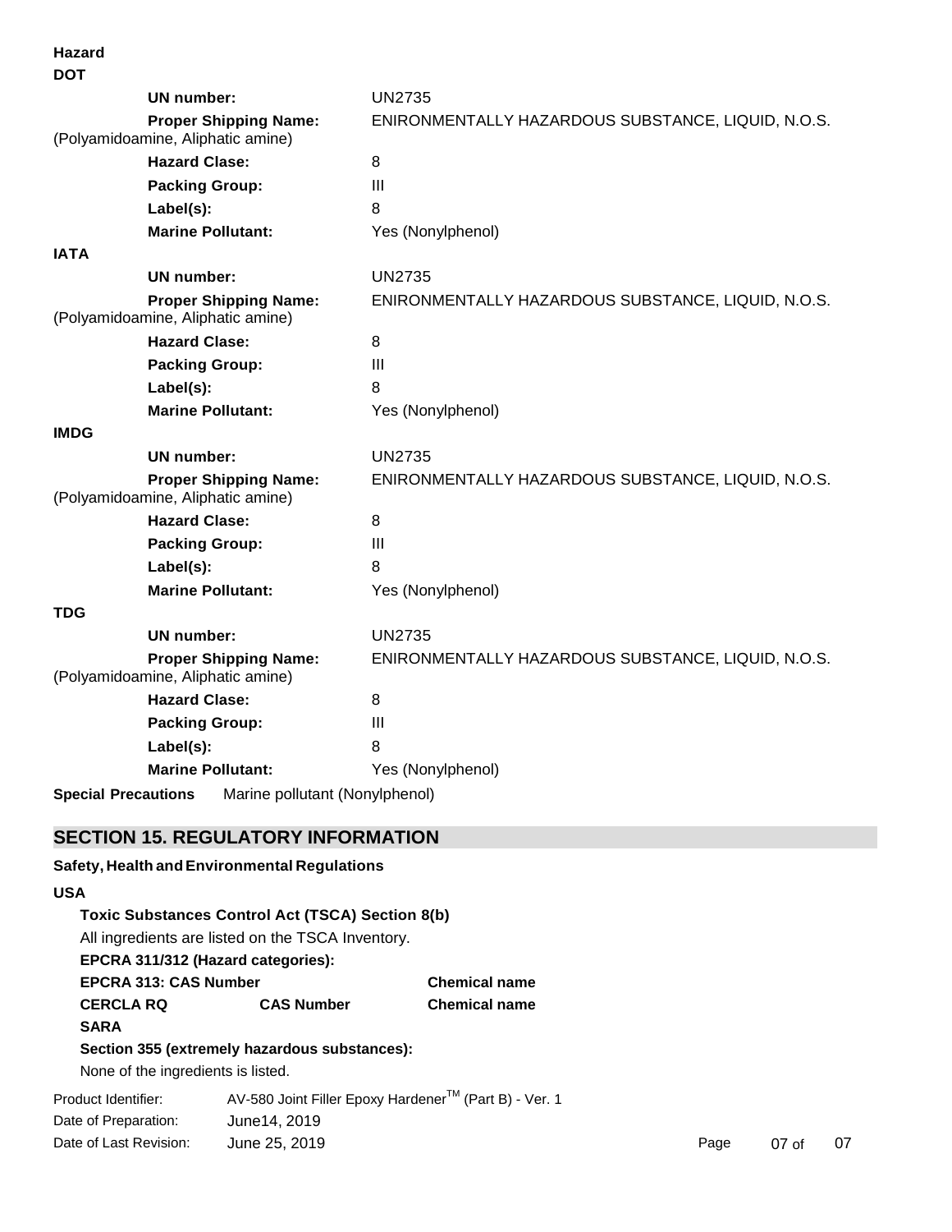**Hazard**

**DOT**

| | |
|---|---|
| **UN number:** | UN2735 |
| **Proper Shipping Name:** (Polyamidoamine, Aliphatic amine) | ENIRONMENTALLY HAZARDOUS SUBSTANCE, LIQUID, N.O.S. |
| **Hazard Clase:** | 8 |
| **Packing Group:** | III |
| **Label(s):** | 8 |
| **Marine Pollutant:** | Yes (Nonylphenol) |

**IATA**

| | |
|---|---|
| **UN number:** | UN2735 |
| **Proper Shipping Name:** (Polyamidoamine, Aliphatic amine) | ENIRONMENTALLY HAZARDOUS SUBSTANCE, LIQUID, N.O.S. |
| **Hazard Clase:** | 8 |
| **Packing Group:** | III |
| **Label(s):** | 8 |
| **Marine Pollutant:** | Yes (Nonylphenol) |

**IMDG**

| | |
|---|---|
| **UN number:** | UN2735 |
| **Proper Shipping Name:** (Polyamidoamine, Aliphatic amine) | ENIRONMENTALLY HAZARDOUS SUBSTANCE, LIQUID, N.O.S. |
| **Hazard Clase:** | 8 |
| **Packing Group:** | III |
| **Label(s):** | 8 |
| **Marine Pollutant:** | Yes (Nonylphenol) |

**TDG**

| | |
|---|---|
| **UN number:** | UN2735 |
| **Proper Shipping Name:** (Polyamidoamine, Aliphatic amine) | ENIRONMENTALLY HAZARDOUS SUBSTANCE, LIQUID, N.O.S. |
| **Hazard Clase:** | 8 |
| **Packing Group:** | III |
| **Label(s):** | 8 |
| **Marine Pollutant:** | Yes (Nonylphenol) |

**Special Precautions** Marine pollutant (Nonylphenol)

## SECTION 15. REGULATORY INFORMATION

**Safety, Health and Environmental Regulations**

**USA**

**Toxic Substances Control Act (TSCA) Section 8(b)**

All ingredients are listed on the TSCA Inventory.

**EPCRA 311/312 (Hazard categories):**

| **EPCRA 313: CAS Number** | | **Chemical name** |
|---|---|---|
| **CERCLA RQ** | **CAS Number** | **Chemical name** |

**SARA**

**Section 355 (extremely hazardous substances):**

None of the ingredients is listed.

Product Identifier: AV-580 Joint Filler Epoxy Hardener™ (Part B) - Ver. 1

Date of Preparation: June14, 2019

Date of Last Revision: June 25, 2019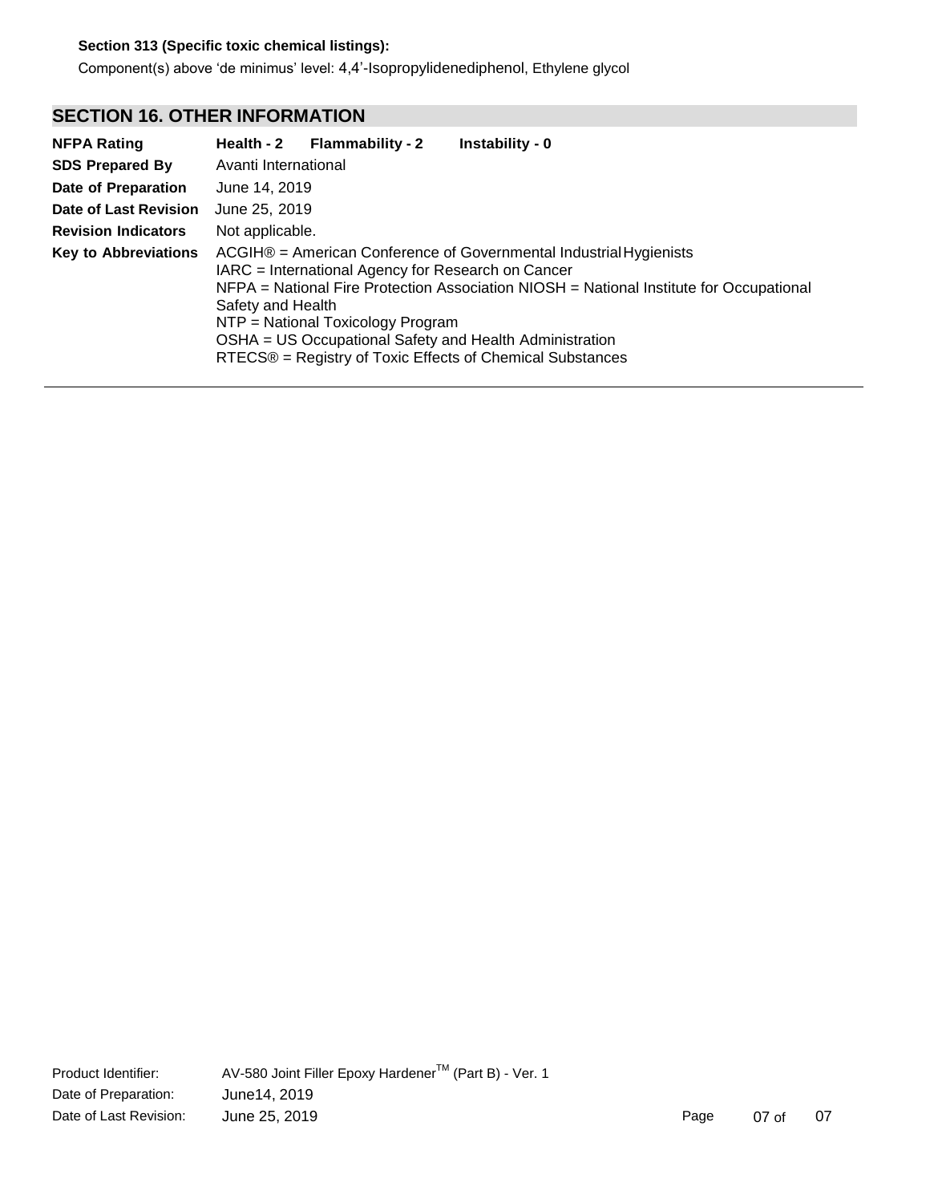**Section 313 (Specific toxic chemical listings):**

Component(s) above 'de minimus' level: 4,4'-Isopropylidenediphenol, Ethylene glycol

## SECTION 16. OTHER INFORMATION

| | |
|---|---|
| **NFPA Rating** | **Health - 2 Flammability - 2 Instability - 0** |
| **SDS Prepared By** | Avanti International |
| **Date of Preparation** | June 14, 2019 |
| **Date of Last Revision** | June 25, 2019 |
| **Revision Indicators** | Not applicable. |
| **Key to Abbreviations** | ACGIH® = American Conference of Governmental Industrial Hygienists<br>IARC = International Agency for Research on Cancer<br>NFPA = National Fire Protection Association NIOSH = National Institute for Occupational Safety and Health<br>NTP = National Toxicology Program<br>OSHA = US Occupational Safety and Health Administration<br>RTECS® = Registry of Toxic Effects of Chemical Substances |